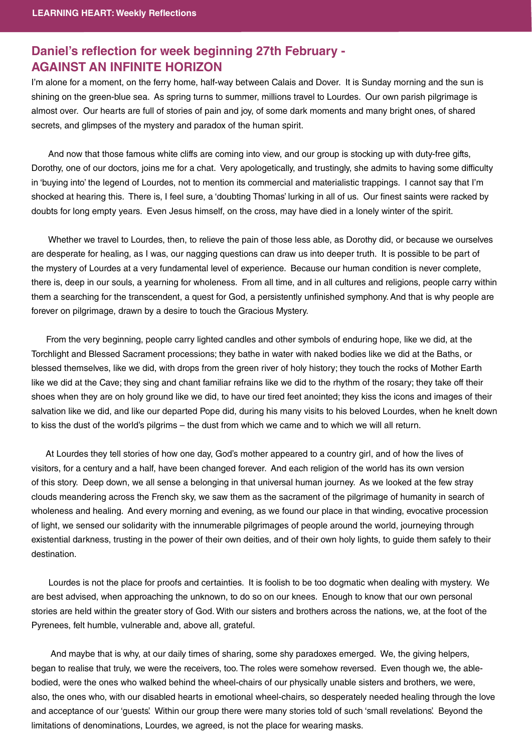## Daniel's reflection for week beginning 27th February - AGAINST AN INFINITE HORIZON

I'm alone for a moment, on the ferry home, half-way between Calais and Dover. It is Sunday morning and the sun is shining on the green-blue sea. As spring turns to summer, millions travel to Lourdes. Our own parish pilgrimage is almost over. Our hearts are full of stories of pain and joy, of some dark moments and many bright ones, of shared secrets, and glimpses of the mystery and paradox of the human spirit.

And now that those famous white cliffs are coming into view, and our group is stocking up with duty-free gifts, Dorothy, one of our doctors, joins me for a chat. Very apologetically, and trustingly, she admits to having some difficulty in 'buying into' the legend of Lourdes, not to mention its commercial and materialistic trappings. I cannot say that I'm shocked at hearing this. There is, I feel sure, a 'doubting Thomas' lurking in all of us. Our finest saints were racked by doubts for long empty years. Even Jesus himself, on the cross, may have died in a lonely winter of the spirit.

Whether we travel to Lourdes, then, to relieve the pain of those less able, as Dorothy did, or because we ourselves are desperate for healing, as I was, our nagging questions can draw us into deeper truth. It is possible to be part of the mystery of Lourdes at a very fundamental level of experience. Because our human condition is never complete, there is, deep in our souls, a yearning for wholeness. From all time, and in all cultures and religions, people carry within them a searching for the transcendent, a quest for God, a persistently unfinished symphony. And that is why people are forever on pilgrimage, drawn by a desire to touch the Gracious Mystery.

From the very beginning, people carry lighted candles and other symbols of enduring hope, like we did, at the Torchlight and Blessed Sacrament processions; they bathe in water with naked bodies like we did at the Baths, or blessed themselves, like we did, with drops from the green river of holy history; they touch the rocks of Mother Earth like we did at the Cave; they sing and chant familiar refrains like we did to the rhythm of the rosary; they take off their shoes when they are on holy ground like we did, to have our tired feet anointed; they kiss the icons and images of their salvation like we did, and like our departed Pope did, during his many visits to his beloved Lourdes, when he knelt down to kiss the dust of the world's pilgrims – the dust from which we came and to which we will all return.

At Lourdes they tell stories of how one day, God's mother appeared to a country girl, and of how the lives of visitors, for a century and a half, have been changed forever. And each religion of the world has its own version of this story. Deep down, we all sense a belonging in that universal human journey. As we looked at the few stray clouds meandering across the French sky, we saw them as the sacrament of the pilgrimage of humanity in search of wholeness and healing. And every morning and evening, as we found our place in that winding, evocative procession of light, we sensed our solidarity with the innumerable pilgrimages of people around the world, journeying through existential darkness, trusting in the power of their own deities, and of their own holy lights, to guide them safely to their destination.

Lourdes is not the place for proofs and certainties. It is foolish to be too dogmatic when dealing with mystery. We are best advised, when approaching the unknown, to do so on our knees. Enough to know that our own personal stories are held within the greater story of God. With our sisters and brothers across the nations, we, at the foot of the Pyrenees, felt humble, vulnerable and, above all, grateful.

And maybe that is why, at our daily times of sharing, some shy paradoxes emerged. We, the giving helpers, began to realise that truly, we were the receivers, too. The roles were somehow reversed. Even though we, the able-bodied, were the ones who walked behind the wheel-chairs of our physically unable sisters and brothers, we were, also, the ones who, with our disabled hearts in emotional wheel-chairs, so desperately needed healing through the love and acceptance of our 'guests'. Within our group there were many stories told of such 'small revelations'. Beyond the limitations of denominations, Lourdes, we agreed, is not the place for wearing masks.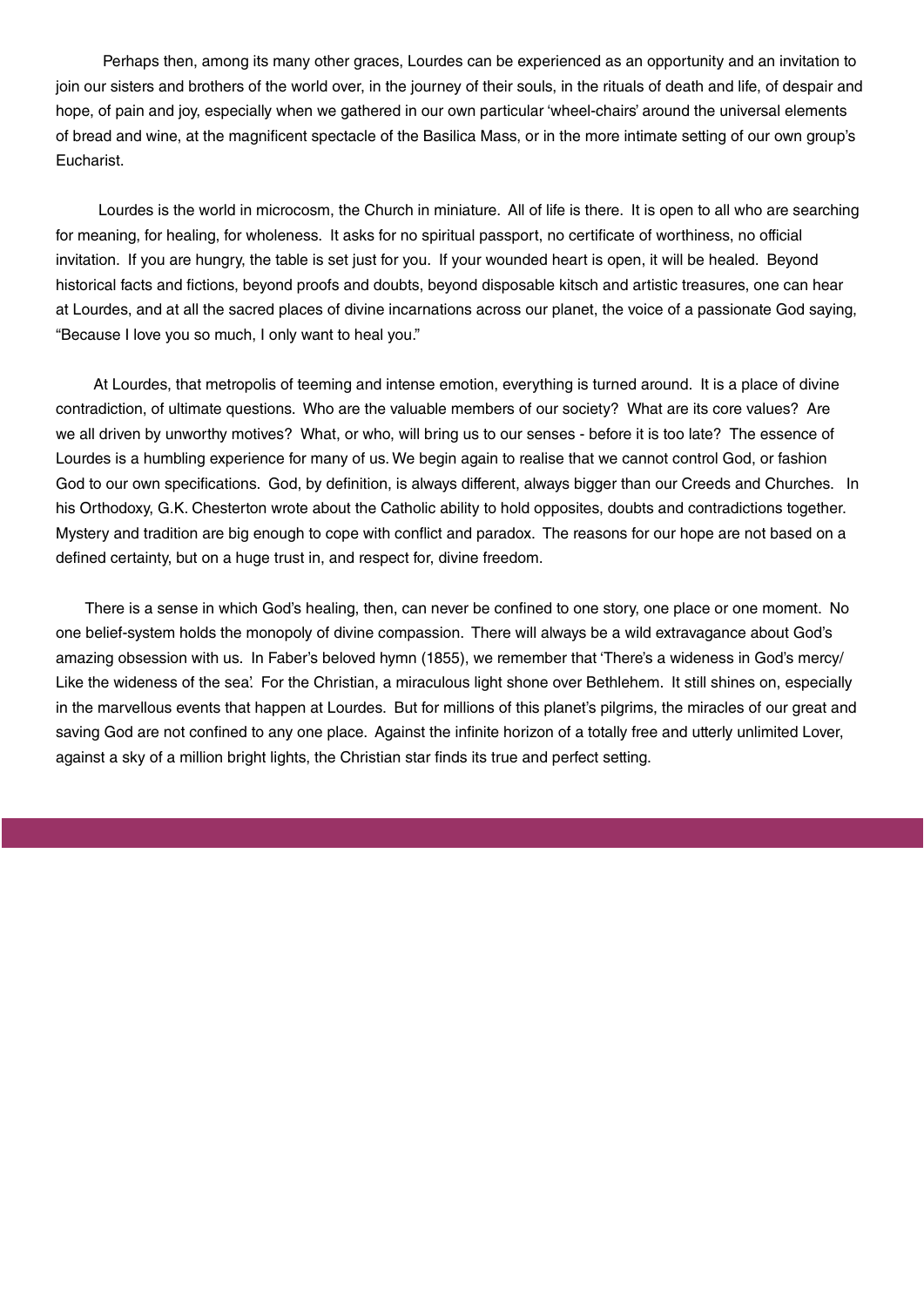Perhaps then, among its many other graces, Lourdes can be experienced as an opportunity and an invitation to join our sisters and brothers of the world over, in the journey of their souls, in the rituals of death and life, of despair and hope, of pain and joy, especially when we gathered in our own particular 'wheel-chairs' around the universal elements of bread and wine, at the magnificent spectacle of the Basilica Mass, or in the more intimate setting of our own group's Eucharist.

Lourdes is the world in microcosm, the Church in miniature. All of life is there. It is open to all who are searching for meaning, for healing, for wholeness. It asks for no spiritual passport, no certificate of worthiness, no official invitation. If you are hungry, the table is set just for you. If your wounded heart is open, it will be healed. Beyond historical facts and fictions, beyond proofs and doubts, beyond disposable kitsch and artistic treasures, one can hear at Lourdes, and at all the sacred places of divine incarnations across our planet, the voice of a passionate God saying, "Because I love you so much, I only want to heal you."

At Lourdes, that metropolis of teeming and intense emotion, everything is turned around. It is a place of divine contradiction, of ultimate questions. Who are the valuable members of our society? What are its core values? Are we all driven by unworthy motives? What, or who, will bring us to our senses - before it is too late? The essence of Lourdes is a humbling experience for many of us. We begin again to realise that we cannot control God, or fashion God to our own specifications. God, by definition, is always different, always bigger than our Creeds and Churches. In his Orthodoxy, G.K. Chesterton wrote about the Catholic ability to hold opposites, doubts and contradictions together. Mystery and tradition are big enough to cope with conflict and paradox. The reasons for our hope are not based on a defined certainty, but on a huge trust in, and respect for, divine freedom.

There is a sense in which God's healing, then, can never be confined to one story, one place or one moment. No one belief-system holds the monopoly of divine compassion. There will always be a wild extravagance about God's amazing obsession with us. In Faber's beloved hymn (1855), we remember that 'There's a wideness in God's mercy/ Like the wideness of the sea'. For the Christian, a miraculous light shone over Bethlehem. It still shines on, especially in the marvellous events that happen at Lourdes. But for millions of this planet's pilgrims, the miracles of our great and saving God are not confined to any one place. Against the infinite horizon of a totally free and utterly unlimited Lover, against a sky of a million bright lights, the Christian star finds its true and perfect setting.